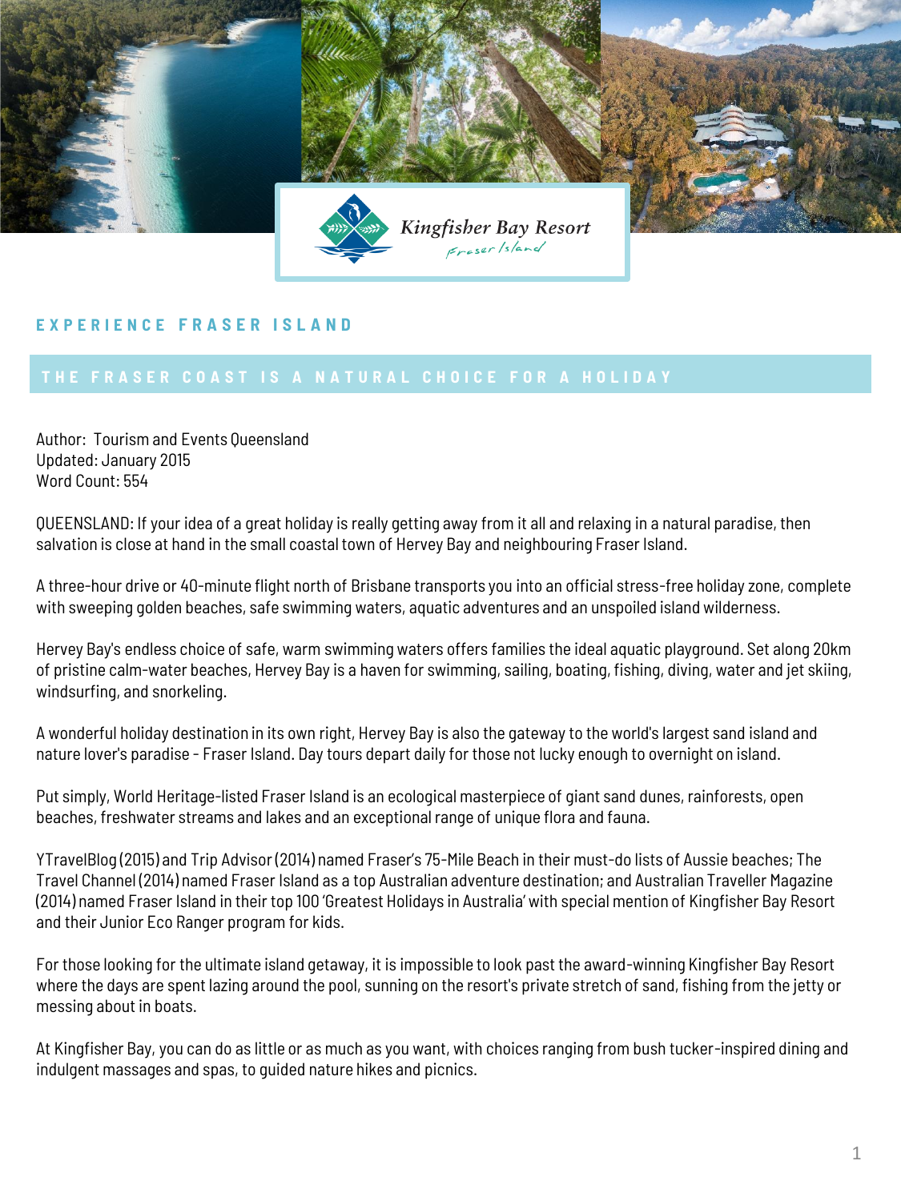Kingfisher Bay Resort
Fraser Island

## EXPERIENCE FRASER ISLAND

### THE FRASER COAST IS A NATURAL CHOICE FOR A HOLIDAY

Author: Tourism and Events Queensland
Updated: January 2015
Word Count: 554

QUEENSLAND: If your idea of a great holiday is really getting away from it all and relaxing in a natural paradise, then salvation is close at hand in the small coastal town of Hervey Bay and neighbouring Fraser Island.

A three-hour drive or 40-minute flight north of Brisbane transports you into an official stress-free holiday zone, complete with sweeping golden beaches, safe swimming waters, aquatic adventures and an unspoiled island wilderness.

Hervey Bay's endless choice of safe, warm swimming waters offers families the ideal aquatic playground. Set along 20km of pristine calm-water beaches, Hervey Bay is a haven for swimming, sailing, boating, fishing, diving, water and jet skiing, windsurfing, and snorkeling.

A wonderful holiday destination in its own right, Hervey Bay is also the gateway to the world's largest sand island and nature lover's paradise - Fraser Island. Day tours depart daily for those not lucky enough to overnight on island.

Put simply, World Heritage-listed Fraser Island is an ecological masterpiece of giant sand dunes, rainforests, open beaches, freshwater streams and lakes and an exceptional range of unique flora and fauna.

YTravelBlog (2015) and Trip Advisor (2014) named Fraser's 75-Mile Beach in their must-do lists of Aussie beaches; The Travel Channel (2014) named Fraser Island as a top Australian adventure destination; and Australian Traveller Magazine (2014) named Fraser Island in their top 100 'Greatest Holidays in Australia' with special mention of Kingfisher Bay Resort and their Junior Eco Ranger program for kids.

For those looking for the ultimate island getaway, it is impossible to look past the award-winning Kingfisher Bay Resort where the days are spent lazing around the pool, sunning on the resort's private stretch of sand, fishing from the jetty or messing about in boats.

At Kingfisher Bay, you can do as little or as much as you want, with choices ranging from bush tucker-inspired dining and indulgent massages and spas, to guided nature hikes and picnics.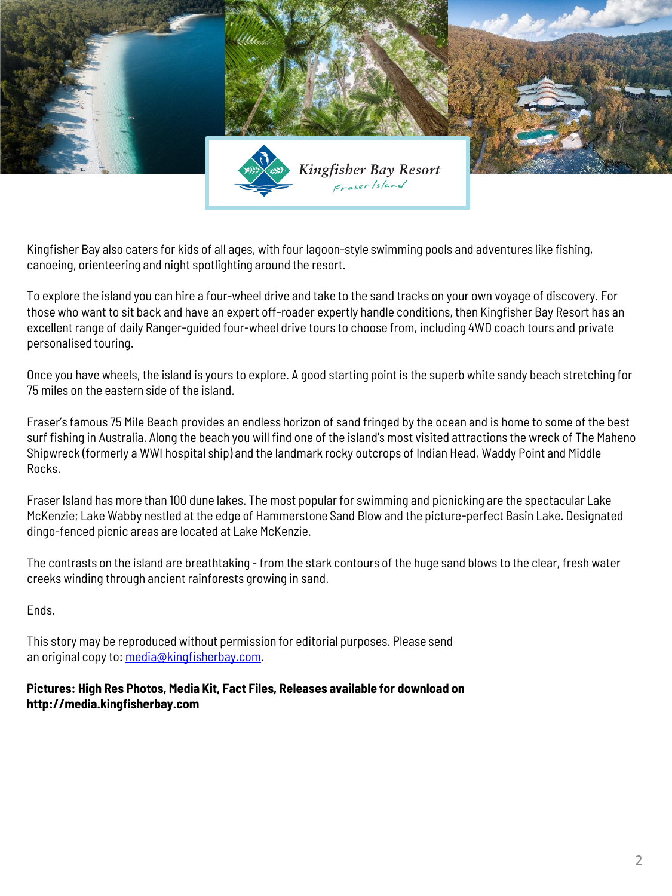Kingfisher Bay also caters for kids of all ages, with four lagoon-style swimming pools and adventures like fishing, canoeing, orienteering and night spotlighting around the resort.

To explore the island you can hire a four-wheel drive and take to the sand tracks on your own voyage of discovery. For those who want to sit back and have an expert off-roader expertly handle conditions, then Kingfisher Bay Resort has an excellent range of daily Ranger-guided four-wheel drive tours to choose from, including 4WD coach tours and private personalised touring.

Once you have wheels, the island is yours to explore. A good starting point is the superb white sandy beach stretching for 75 miles on the eastern side of the island.

Fraser's famous 75 Mile Beach provides an endless horizon of sand fringed by the ocean and is home to some of the best surf fishing in Australia. Along the beach you will find one of the island's most visited attractions the wreck of The Maheno Shipwreck (formerly a WWI hospital ship) and the landmark rocky outcrops of Indian Head, Waddy Point and Middle Rocks.

Fraser Island has more than 100 dune lakes. The most popular for swimming and picnicking are the spectacular Lake McKenzie; Lake Wabby nestled at the edge of Hammerstone Sand Blow and the picture-perfect Basin Lake. Designated dingo-fenced picnic areas are located at Lake McKenzie.

The contrasts on the island are breathtaking - from the stark contours of the huge sand blows to the clear, fresh water creeks winding through ancient rainforests growing in sand.

Ends.

This story may be reproduced without permission for editorial purposes. Please send an original copy to: [media@kingfisherbay.com](mailto:media@kingfisherbay.com).

**Pictures: High Res Photos, Media Kit, Fact Files, Releases available for download on http://media.kingfisherbay.com**